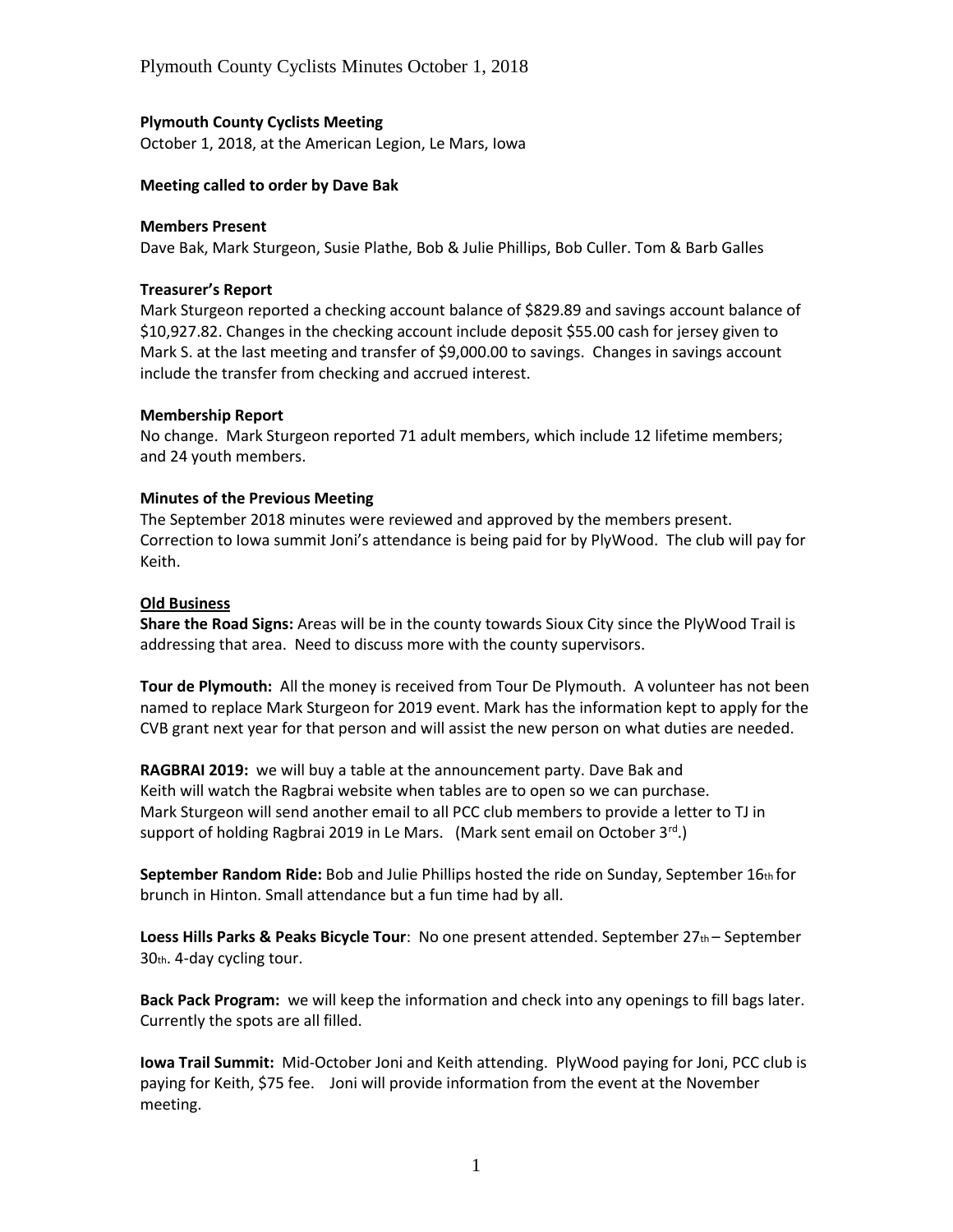**Plymouth County Cyclists Meeting**

October 1, 2018, at the American Legion, Le Mars, Iowa

**Meeting called to order by Dave Bak**

**Members Present**

Dave Bak, Mark Sturgeon, Susie Plathe, Bob & Julie Phillips, Bob Culler. Tom & Barb Galles

**Treasurer's Report**

Mark Sturgeon reported a checking account balance of $829.89 and savings account balance of $10,927.82. Changes in the checking account include deposit $55.00 cash for jersey given to Mark S. at the last meeting and transfer of $9,000.00 to savings. Changes in savings account include the transfer from checking and accrued interest.

**Membership Report**

No change. Mark Sturgeon reported 71 adult members, which include 12 lifetime members; and 24 youth members.

**Minutes of the Previous Meeting**

The September 2018 minutes were reviewed and approved by the members present. Correction to Iowa summit Joni's attendance is being paid for by PlyWood. The club will pay for Keith.

**Old Business**

**Share the Road Signs:** Areas will be in the county towards Sioux City since the PlyWood Trail is addressing that area. Need to discuss more with the county supervisors.

**Tour de Plymouth:** All the money is received from Tour De Plymouth. A volunteer has not been named to replace Mark Sturgeon for 2019 event. Mark has the information kept to apply for the CVB grant next year for that person and will assist the new person on what duties are needed.

**RAGBRAI 2019:** we will buy a table at the announcement party. Dave Bak and Keith will watch the Ragbrai website when tables are to open so we can purchase. Mark Sturgeon will send another email to all PCC club members to provide a letter to TJ in support of holding Ragbrai 2019 in Le Mars. (Mark sent email on October 3rd.)

**September Random Ride:** Bob and Julie Phillips hosted the ride on Sunday, September 16th for brunch in Hinton. Small attendance but a fun time had by all.

**Loess Hills Parks & Peaks Bicycle Tour**: No one present attended. September 27th – September 30th. 4-day cycling tour.

**Back Pack Program:** we will keep the information and check into any openings to fill bags later. Currently the spots are all filled.

**Iowa Trail Summit:** Mid-October Joni and Keith attending. PlyWood paying for Joni, PCC club is paying for Keith, $75 fee. Joni will provide information from the event at the November meeting.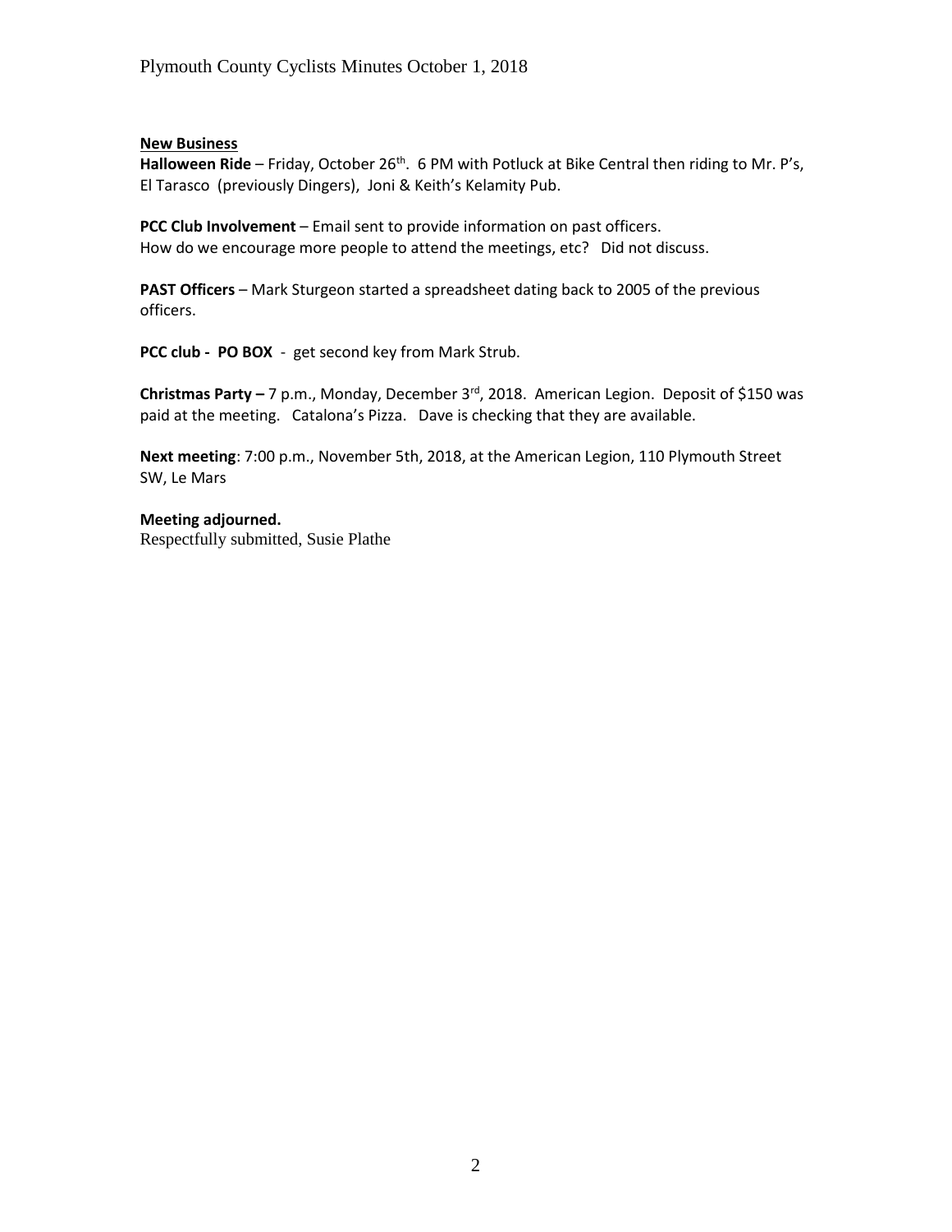**New Business**

**Halloween Ride** – Friday, October 26th. 6 PM with Potluck at Bike Central then riding to Mr. P's, El Tarasco (previously Dingers), Joni & Keith's Kelamity Pub.

**PCC Club Involvement** – Email sent to provide information on past officers.
How do we encourage more people to attend the meetings, etc? Did not discuss.

**PAST Officers** – Mark Sturgeon started a spreadsheet dating back to 2005 of the previous officers.

**PCC club - PO BOX** - get second key from Mark Strub.

**Christmas Party –** 7 p.m., Monday, December 3rd, 2018. American Legion. Deposit of $150 was paid at the meeting. Catalona's Pizza. Dave is checking that they are available.

**Next meeting**: 7:00 p.m., November 5th, 2018, at the American Legion, 110 Plymouth Street SW, Le Mars

**Meeting adjourned.**
Respectfully submitted, Susie Plathe